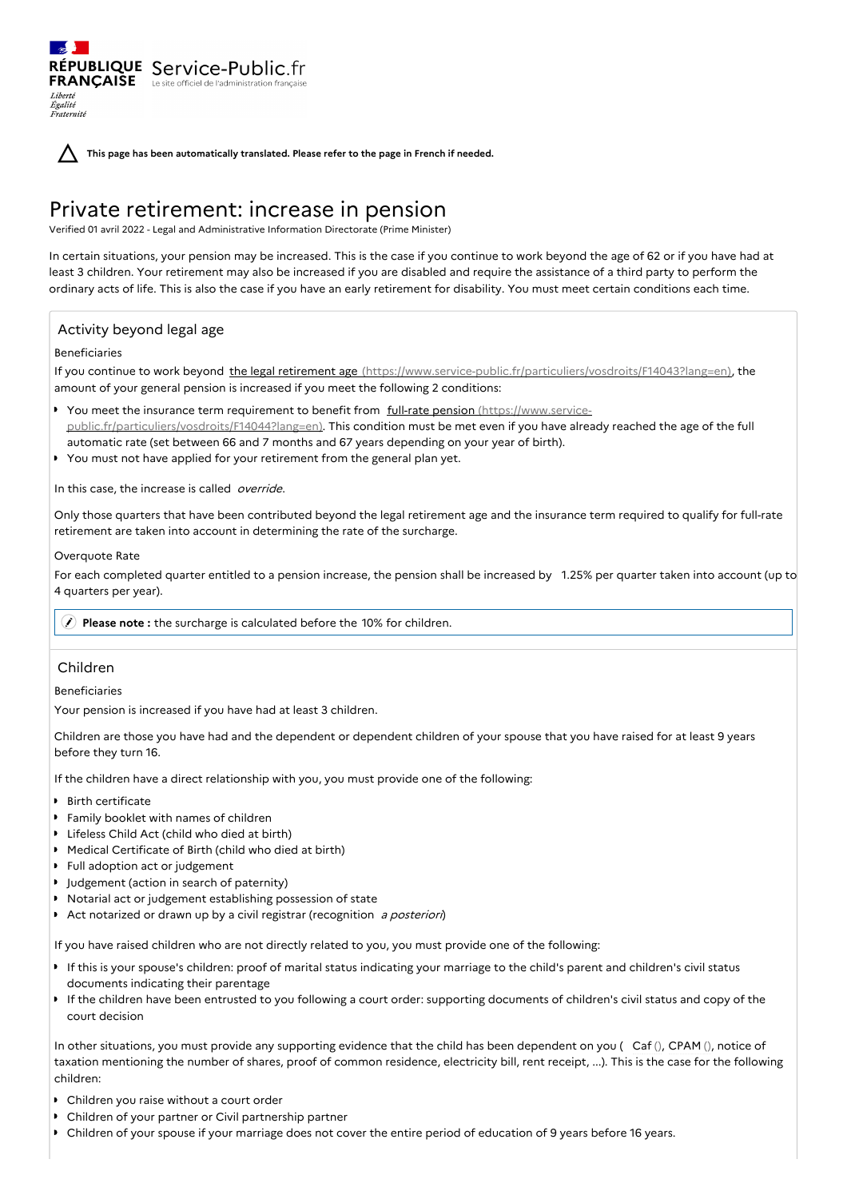RÉPUBLIQUE FRANÇAISE Service-Public.fr
Le site officiel de l'administration française

Liberté
Égalité
Fraternité

**This page has been automatically translated. Please refer to the page in French if needed.**

# Private retirement: increase in pension

Verified 01 avril 2022 - Legal and Administrative Information Directorate (Prime Minister)

In certain situations, your pension may be increased. This is the case if you continue to work beyond the age of 62 or if you have had at least 3 children. Your retirement may also be increased if you are disabled and require the assistance of a third party to perform the ordinary acts of life. This is also the case if you have an early retirement for disability. You must meet certain conditions each time.

## Activity beyond legal age

### Beneficiaries

If you continue to work beyond [the legal retirement age (https://www.service-public.fr/particuliers/vosdroits/F14043?lang=en)](https://www.service-public.fr/particuliers/vosdroits/F14043?lang=en), the amount of your general pension is increased if you meet the following 2 conditions:

- You meet the insurance term requirement to benefit from [full-rate pension (https://www.service-public.fr/particuliers/vosdroits/F14044?lang=en)](https://www.service-public.fr/particuliers/vosdroits/F14044?lang=en). This condition must be met even if you have already reached the age of the full automatic rate (set between 66 and 7 months and 67 years depending on your year of birth).
- You must not have applied for your retirement from the general plan yet.

In this case, the increase is called *override*.

Only those quarters that have been contributed beyond the legal retirement age and the insurance term required to qualify for full-rate retirement are taken into account in determining the rate of the surcharge.

### Overquote Rate

For each completed quarter entitled to a pension increase, the pension shall be increased by 1.25% per quarter taken into account (up to 4 quarters per year).

> **Please note :** the surcharge is calculated before the 10% for children.

## Children

### Beneficiaries

Your pension is increased if you have had at least 3 children.

Children are those you have had and the dependent or dependent children of your spouse that you have raised for at least 9 years before they turn 16.

If the children have a direct relationship with you, you must provide one of the following:

- Birth certificate
- Family booklet with names of children
- Lifeless Child Act (child who died at birth)
- Medical Certificate of Birth (child who died at birth)
- Full adoption act or judgement
- Judgement (action in search of paternity)
- Notarial act or judgement establishing possession of state
- Act notarized or drawn up by a civil registrar (recognition *a posteriori*)

If you have raised children who are not directly related to you, you must provide one of the following:

- If this is your spouse's children: proof of marital status indicating your marriage to the child's parent and children's civil status documents indicating their parentage
- If the children have been entrusted to you following a court order: supporting documents of children's civil status and copy of the court decision

In other situations, you must provide any supporting evidence that the child has been dependent on you ( Caf (), CPAM (), notice of taxation mentioning the number of shares, proof of common residence, electricity bill, rent receipt, ...). This is the case for the following children:

- Children you raise without a court order
- Children of your partner or Civil partnership partner
- Children of your spouse if your marriage does not cover the entire period of education of 9 years before 16 years.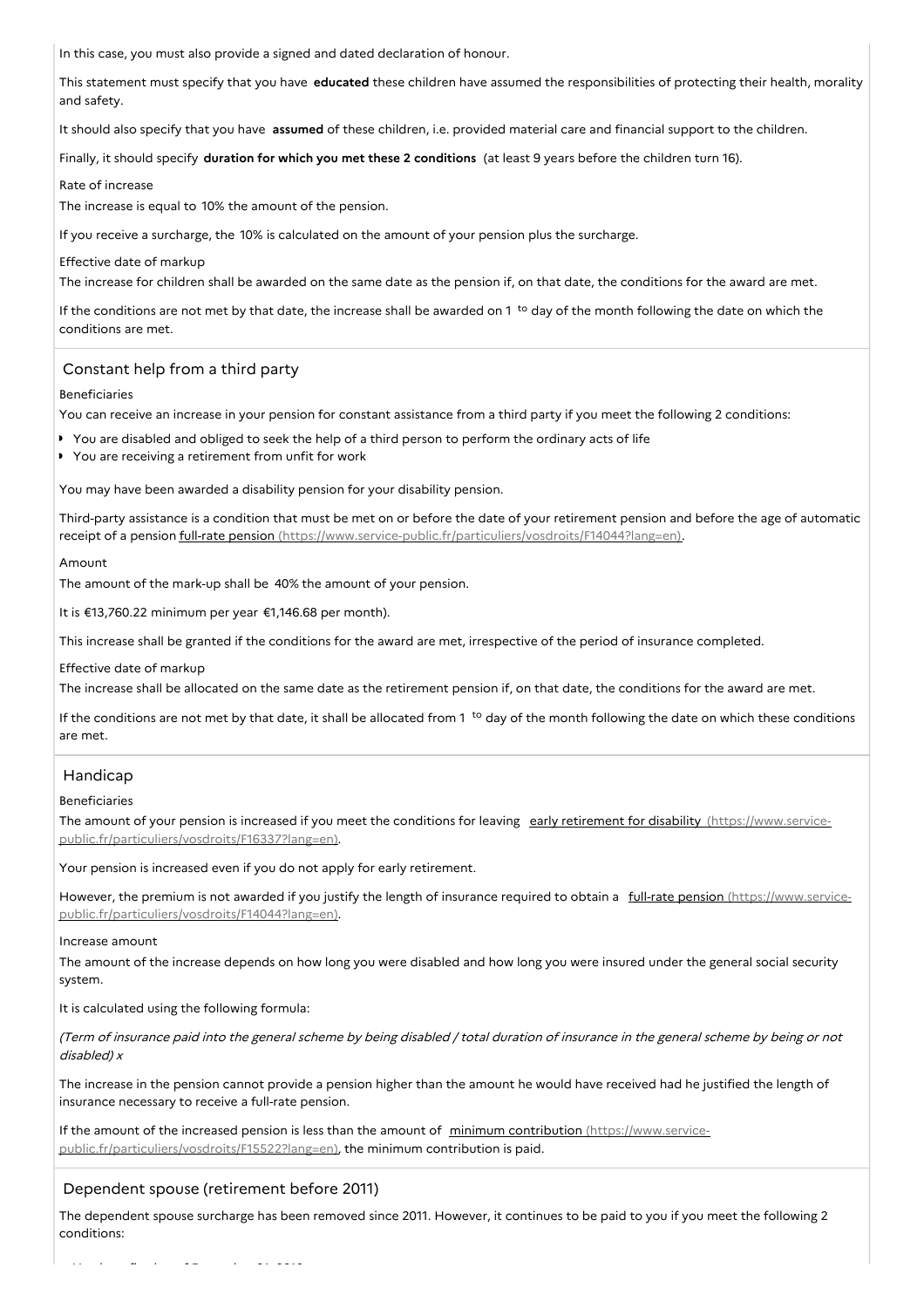In this case, you must also provide a signed and dated declaration of honour.

This statement must specify that you have **educated** these children have assumed the responsibilities of protecting their health, morality and safety.

It should also specify that you have **assumed** of these children, i.e. provided material care and financial support to the children.

Finally, it should specify **duration for which you met these 2 conditions** (at least 9 years before the children turn 16).

Rate of increase

The increase is equal to 10% the amount of the pension.

If you receive a surcharge, the 10% is calculated on the amount of your pension plus the surcharge.

Effective date of markup

The increase for children shall be awarded on the same date as the pension if, on that date, the conditions for the award are met.

If the conditions are not met by that date, the increase shall be awarded on 1 to day of the month following the date on which the conditions are met.

## Constant help from a third party

Beneficiaries

You can receive an increase in your pension for constant assistance from a third party if you meet the following 2 conditions:

- You are disabled and obliged to seek the help of a third person to perform the ordinary acts of life
- You are receiving a retirement from unfit for work

You may have been awarded a disability pension for your disability pension.

Third-party assistance is a condition that must be met on or before the date of your retirement pension and before the age of automatic receipt of a pension full-rate pension (https://www.service-public.fr/particuliers/vosdroits/F14044?lang=en).

Amount

The amount of the mark-up shall be 40% the amount of your pension.

It is €13,760.22 minimum per year €1,146.68 per month).

This increase shall be granted if the conditions for the award are met, irrespective of the period of insurance completed.

Effective date of markup

The increase shall be allocated on the same date as the retirement pension if, on that date, the conditions for the award are met.

If the conditions are not met by that date, it shall be allocated from 1 to day of the month following the date on which these conditions are met.

## Handicap

Beneficiaries

The amount of your pension is increased if you meet the conditions for leaving early retirement for disability (https://www.service-public.fr/particuliers/vosdroits/F16337?lang=en).

Your pension is increased even if you do not apply for early retirement.

However, the premium is not awarded if you justify the length of insurance required to obtain a full-rate pension (https://www.service-public.fr/particuliers/vosdroits/F14044?lang=en).

Increase amount

The amount of the increase depends on how long you were disabled and how long you were insured under the general social security system.

It is calculated using the following formula:

*(Term of insurance paid into the general scheme by being disabled / total duration of insurance in the general scheme by being or not disabled) x*

The increase in the pension cannot provide a pension higher than the amount he would have received had he justified the length of insurance necessary to receive a full-rate pension.

If the amount of the increased pension is less than the amount of minimum contribution (https://www.service-public.fr/particuliers/vosdroits/F15522?lang=en), the minimum contribution is paid.

## Dependent spouse (retirement before 2011)

The dependent spouse surcharge has been removed since 2011. However, it continues to be paid to you if you meet the following 2 conditions: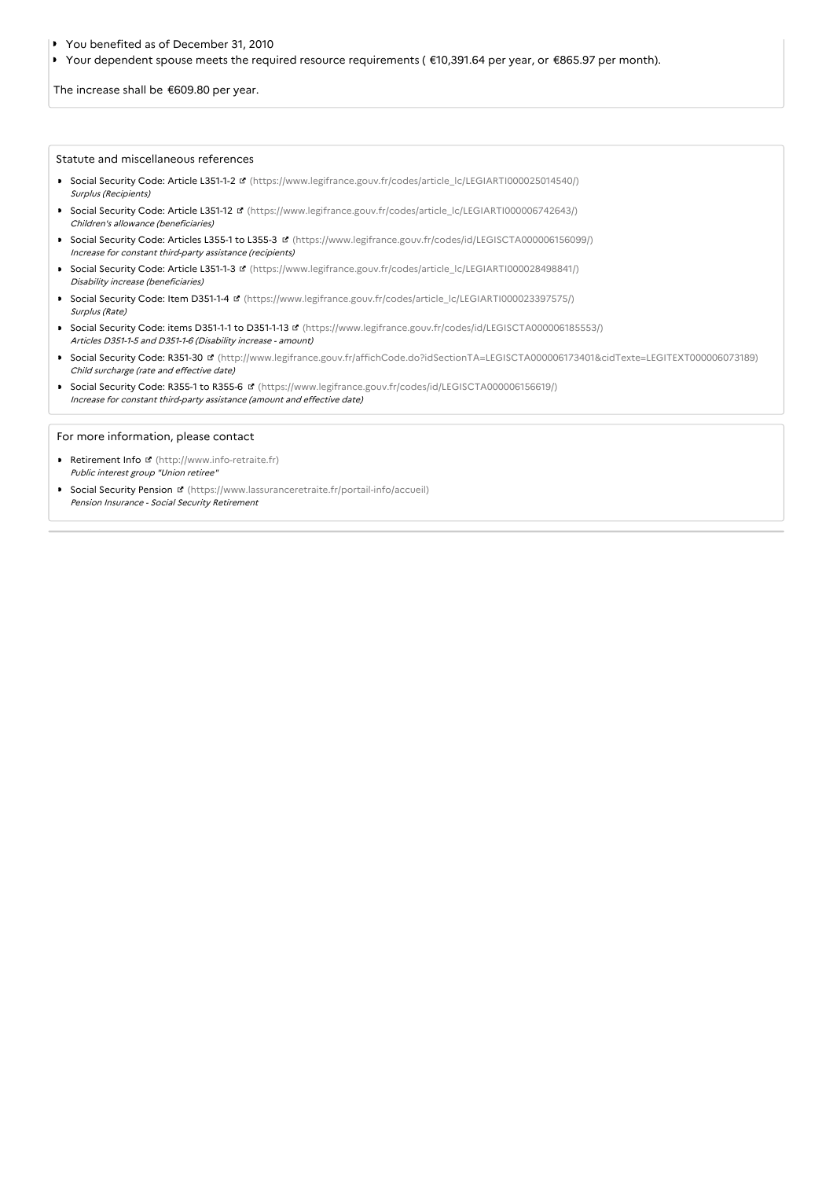- You benefited as of December 31, 2010
- Your dependent spouse meets the required resource requirements ( €10,391.64 per year, or €865.97 per month).

The increase shall be €609.80 per year.

### Statute and miscellaneous references

- Social Security Code: Article L351-1-2 (https://www.legifrance.gouv.fr/codes/article_lc/LEGIARTI000025014540/)
  *Surplus (Recipients)*
- Social Security Code: Article L351-12 (https://www.legifrance.gouv.fr/codes/article_lc/LEGIARTI000006742643/)
  *Children's allowance (beneficiaries)*
- Social Security Code: Articles L355-1 to L355-3 (https://www.legifrance.gouv.fr/codes/id/LEGISCTA000006156099/)
  *Increase for constant third-party assistance (recipients)*
- Social Security Code: Article L351-1-3 (https://www.legifrance.gouv.fr/codes/article_lc/LEGIARTI000028498841/)
  *Disability increase (beneficiaries)*
- Social Security Code: Item D351-1-4 (https://www.legifrance.gouv.fr/codes/article_lc/LEGIARTI000023397575/)
  *Surplus (Rate)*
- Social Security Code: items D351-1-1 to D351-1-13 (https://www.legifrance.gouv.fr/codes/id/LEGISCTA000006185553/)
  *Articles D351-1-5 and D351-1-6 (Disability increase - amount)*
- Social Security Code: R351-30 (http://www.legifrance.gouv.fr/affichCode.do?idSectionTA=LEGISCTA000006173401&cidTexte=LEGITEXT000006073189)
  *Child surcharge (rate and effective date)*
- Social Security Code: R355-1 to R355-6 (https://www.legifrance.gouv.fr/codes/id/LEGISCTA000006156619/)
  *Increase for constant third-party assistance (amount and effective date)*

### For more information, please contact

- Retirement Info (http://www.info-retraite.fr)
  *Public interest group "Union retiree"*
- Social Security Pension (https://www.lassuranceretraite.fr/portail-info/accueil)
  *Pension Insurance - Social Security Retirement*